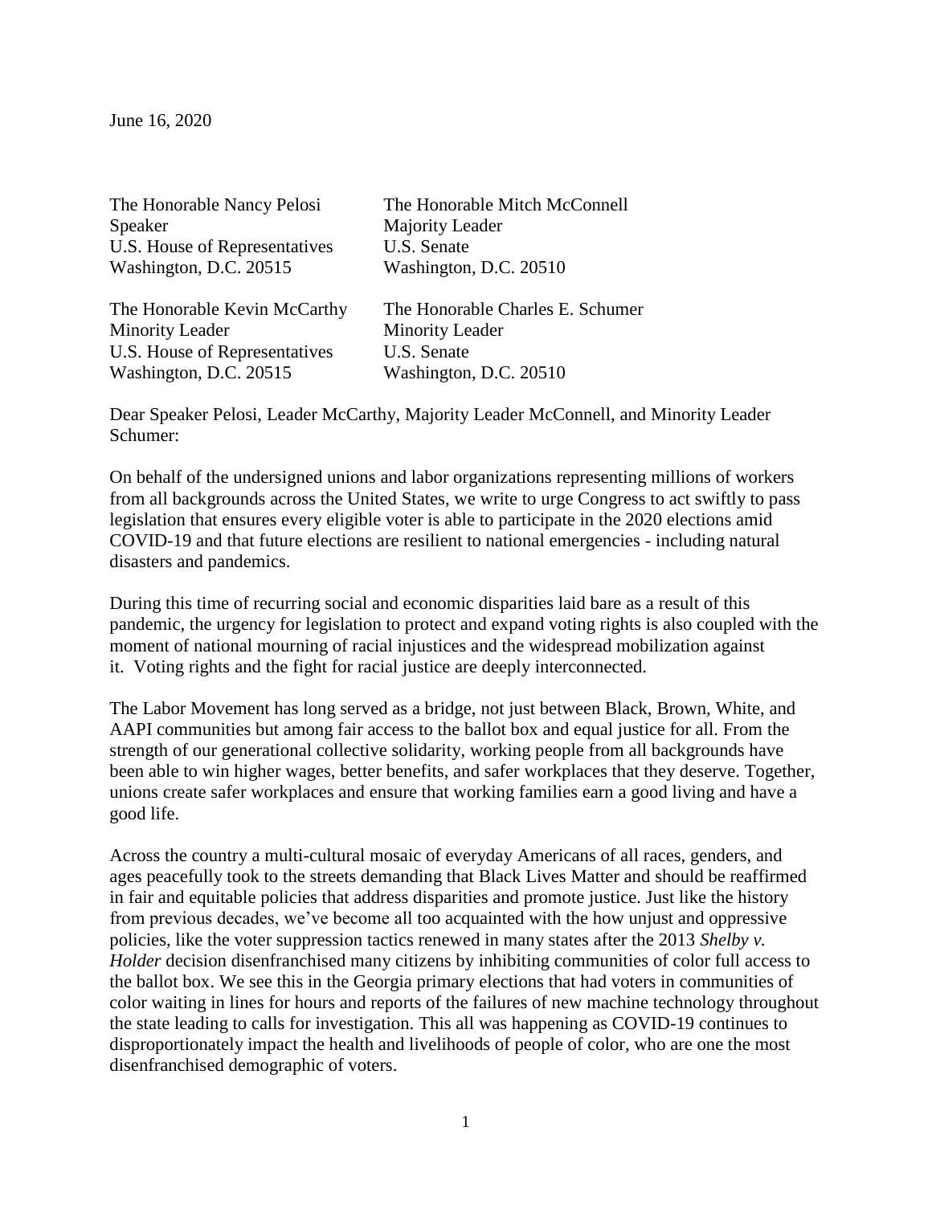June 16, 2020

The Honorable Nancy Pelosi
Speaker
U.S. House of Representatives
Washington, D.C. 20515

The Honorable Mitch McConnell
Majority Leader
U.S. Senate
Washington, D.C. 20510

The Honorable Kevin McCarthy
Minority Leader
U.S. House of Representatives
Washington, D.C. 20515

The Honorable Charles E. Schumer
Minority Leader
U.S. Senate
Washington, D.C. 20510

Dear Speaker Pelosi, Leader McCarthy, Majority Leader McConnell, and Minority Leader Schumer:

On behalf of the undersigned unions and labor organizations representing millions of workers from all backgrounds across the United States, we write to urge Congress to act swiftly to pass legislation that ensures every eligible voter is able to participate in the 2020 elections amid COVID-19 and that future elections are resilient to national emergencies - including natural disasters and pandemics.

During this time of recurring social and economic disparities laid bare as a result of this pandemic, the urgency for legislation to protect and expand voting rights is also coupled with the moment of national mourning of racial injustices and the widespread mobilization against it. Voting rights and the fight for racial justice are deeply interconnected.

The Labor Movement has long served as a bridge, not just between Black, Brown, White, and AAPI communities but among fair access to the ballot box and equal justice for all. From the strength of our generational collective solidarity, working people from all backgrounds have been able to win higher wages, better benefits, and safer workplaces that they deserve. Together, unions create safer workplaces and ensure that working families earn a good living and have a good life.

Across the country a multi-cultural mosaic of everyday Americans of all races, genders, and ages peacefully took to the streets demanding that Black Lives Matter and should be reaffirmed in fair and equitable policies that address disparities and promote justice. Just like the history from previous decades, we've become all too acquainted with the how unjust and oppressive policies, like the voter suppression tactics renewed in many states after the 2013 *Shelby v. Holder* decision disenfranchised many citizens by inhibiting communities of color full access to the ballot box. We see this in the Georgia primary elections that had voters in communities of color waiting in lines for hours and reports of the failures of new machine technology throughout the state leading to calls for investigation. This all was happening as COVID-19 continues to disproportionately impact the health and livelihoods of people of color, who are one the most disenfranchised demographic of voters.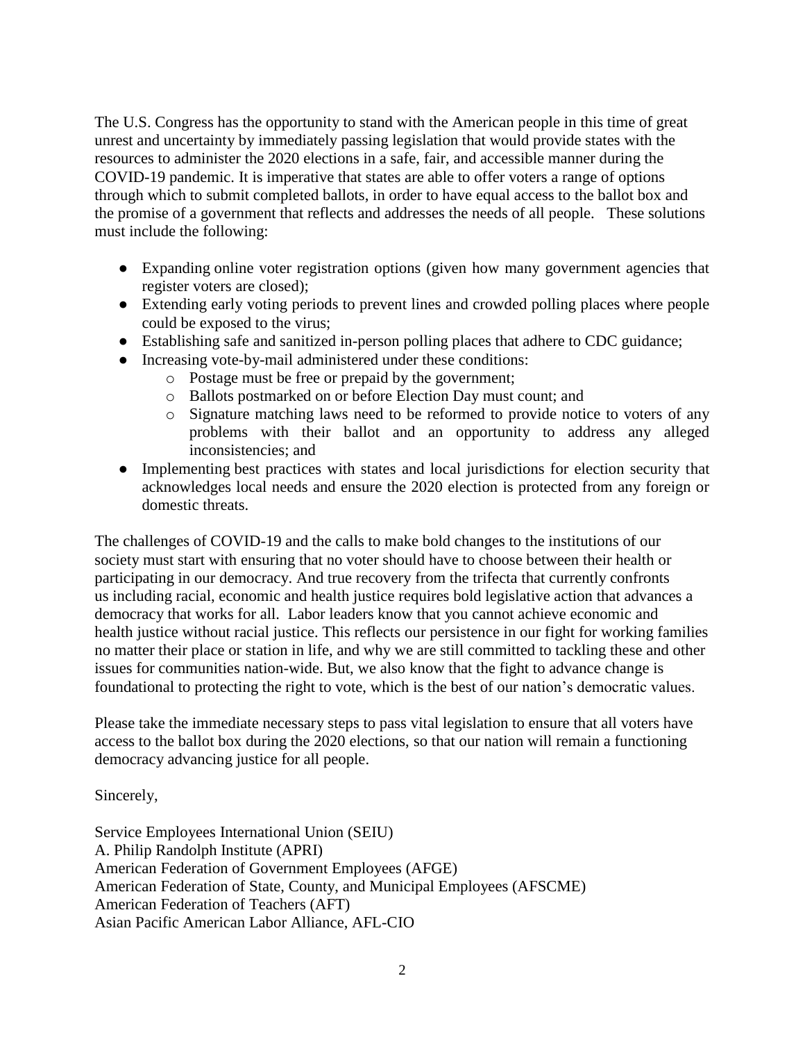The U.S. Congress has the opportunity to stand with the American people in this time of great unrest and uncertainty by immediately passing legislation that would provide states with the resources to administer the 2020 elections in a safe, fair, and accessible manner during the COVID-19 pandemic. It is imperative that states are able to offer voters a range of options through which to submit completed ballots, in order to have equal access to the ballot box and the promise of a government that reflects and addresses the needs of all people. These solutions must include the following:

- Expanding online voter registration options (given how many government agencies that register voters are closed);
- Extending early voting periods to prevent lines and crowded polling places where people could be exposed to the virus;
- Establishing safe and sanitized in-person polling places that adhere to CDC guidance;
- Increasing vote-by-mail administered under these conditions:
  - Postage must be free or prepaid by the government;
  - Ballots postmarked on or before Election Day must count; and
  - Signature matching laws need to be reformed to provide notice to voters of any problems with their ballot and an opportunity to address any alleged inconsistencies; and
- Implementing best practices with states and local jurisdictions for election security that acknowledges local needs and ensure the 2020 election is protected from any foreign or domestic threats.

The challenges of COVID-19 and the calls to make bold changes to the institutions of our society must start with ensuring that no voter should have to choose between their health or participating in our democracy. And true recovery from the trifecta that currently confronts us including racial, economic and health justice requires bold legislative action that advances a democracy that works for all. Labor leaders know that you cannot achieve economic and health justice without racial justice. This reflects our persistence in our fight for working families no matter their place or station in life, and why we are still committed to tackling these and other issues for communities nation-wide. But, we also know that the fight to advance change is foundational to protecting the right to vote, which is the best of our nation's democratic values.

Please take the immediate necessary steps to pass vital legislation to ensure that all voters have access to the ballot box during the 2020 elections, so that our nation will remain a functioning democracy advancing justice for all people.

Sincerely,

Service Employees International Union (SEIU)
A. Philip Randolph Institute (APRI)
American Federation of Government Employees (AFGE)
American Federation of State, County, and Municipal Employees (AFSCME)
American Federation of Teachers (AFT)
Asian Pacific American Labor Alliance, AFL-CIO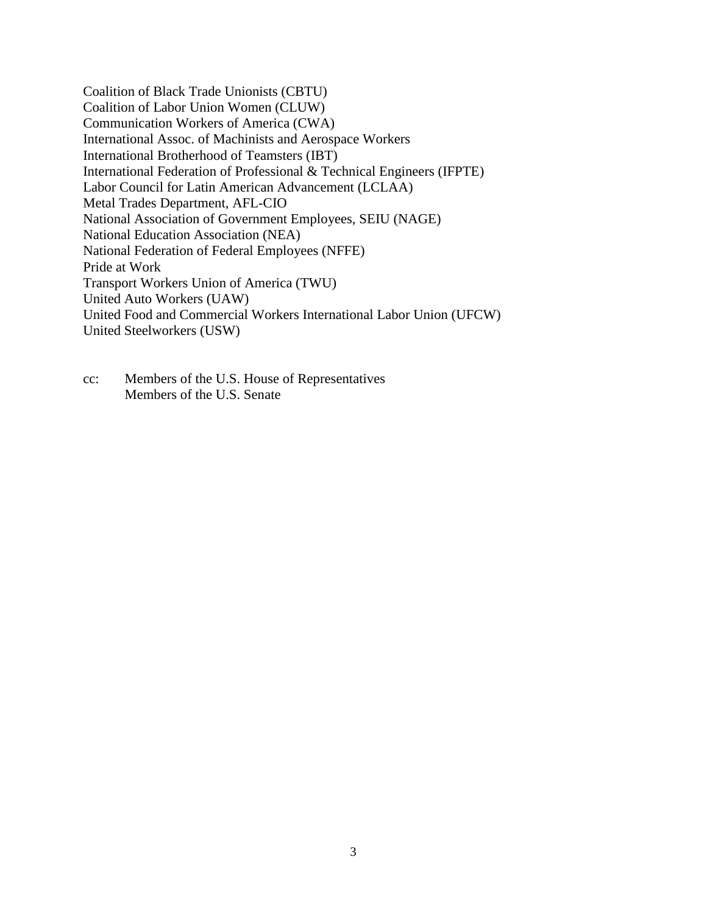Coalition of Black Trade Unionists (CBTU)
Coalition of Labor Union Women (CLUW)
Communication Workers of America (CWA)
International Assoc. of Machinists and Aerospace Workers
International Brotherhood of Teamsters (IBT)
International Federation of Professional & Technical Engineers (IFPTE)
Labor Council for Latin American Advancement (LCLAA)
Metal Trades Department, AFL-CIO
National Association of Government Employees, SEIU (NAGE)
National Education Association (NEA)
National Federation of Federal Employees (NFFE)
Pride at Work
Transport Workers Union of America (TWU)
United Auto Workers (UAW)
United Food and Commercial Workers International Labor Union (UFCW)
United Steelworkers (USW)

cc: Members of the U.S. House of Representatives
Members of the U.S. Senate